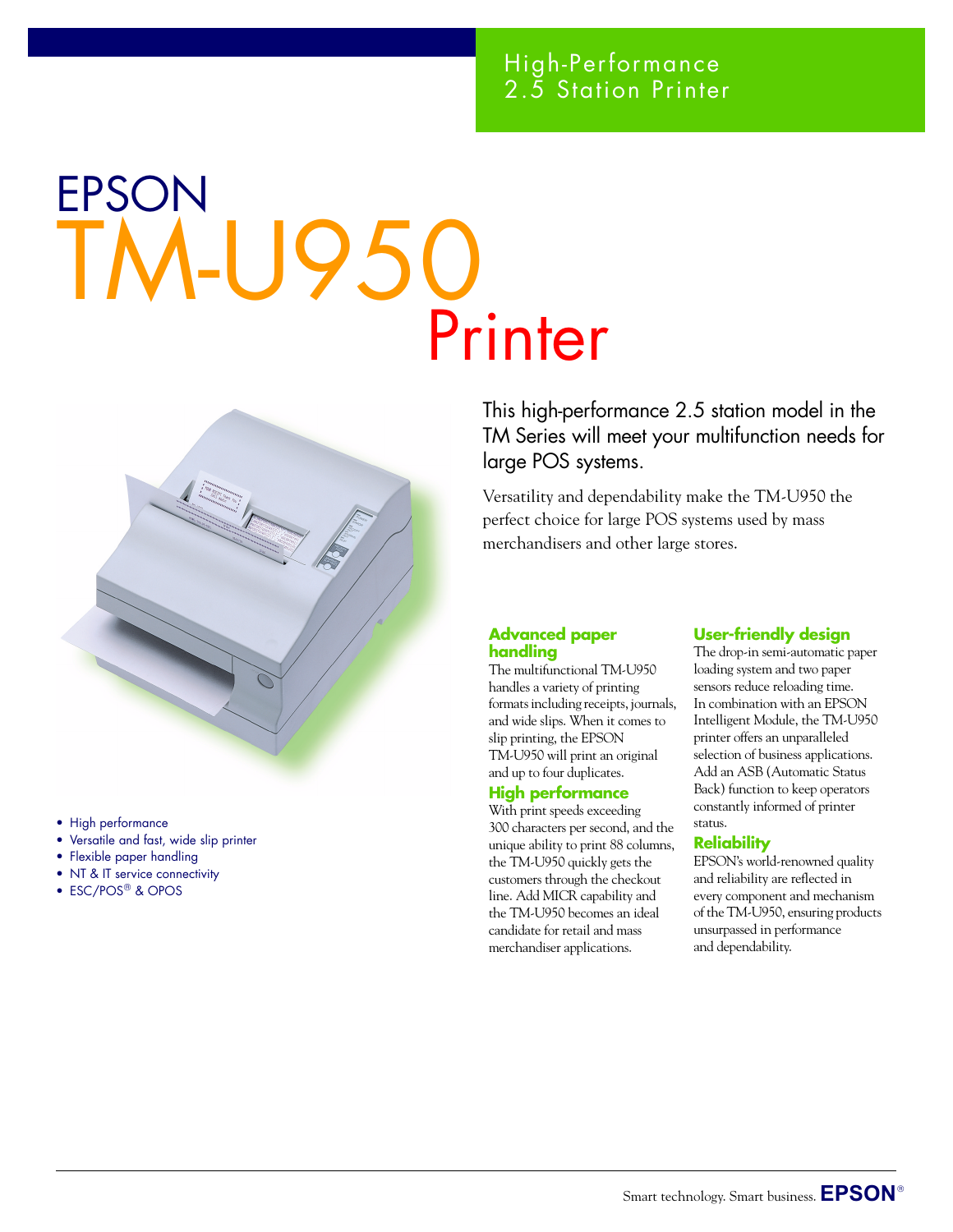High-Performance 2.5 Station Printer

# EPSON TM-U950 Printer

- High performance
- Versatile and fast, wide slip printer
- Flexible paper handling
- NT & IT service connectivity
- ESC/POS® & OPOS

## This high-performance 2.5 station model in the TM Series will meet your multifunction needs for large POS systems.

Versatility and dependability make the TM-U950 the perfect choice for large POS systems used by mass merchandisers and other large stores.

### Advanced paper handling

The multifunctional TM-U950 handles a variety of printing formats including receipts, journals, and wide slips. When it comes to slip printing, the EPSON TM-U950 will print an original and up to four duplicates.

### High performance

With print speeds exceeding 300 characters per second, and the unique ability to print 88 columns, the TM-U950 quickly gets the customers through the checkout line. Add MICR capability and the TM-U950 becomes an ideal candidate for retail and mass merchandiser applications.

### User-friendly design

The drop-in semi-automatic paper loading system and two paper sensors reduce reloading time. In combination with an EPSON Intelligent Module, the TM-U950 printer offers an unparalleled selection of business applications. Add an ASB (Automatic Status Back) function to keep operators constantly informed of printer status.

### Reliability

EPSON's world-renowned quality and reliability are reflected in every component and mechanism of the TM-U950, ensuring products unsurpassed in performance and dependability.

Smart technology. Smart business. EPSON®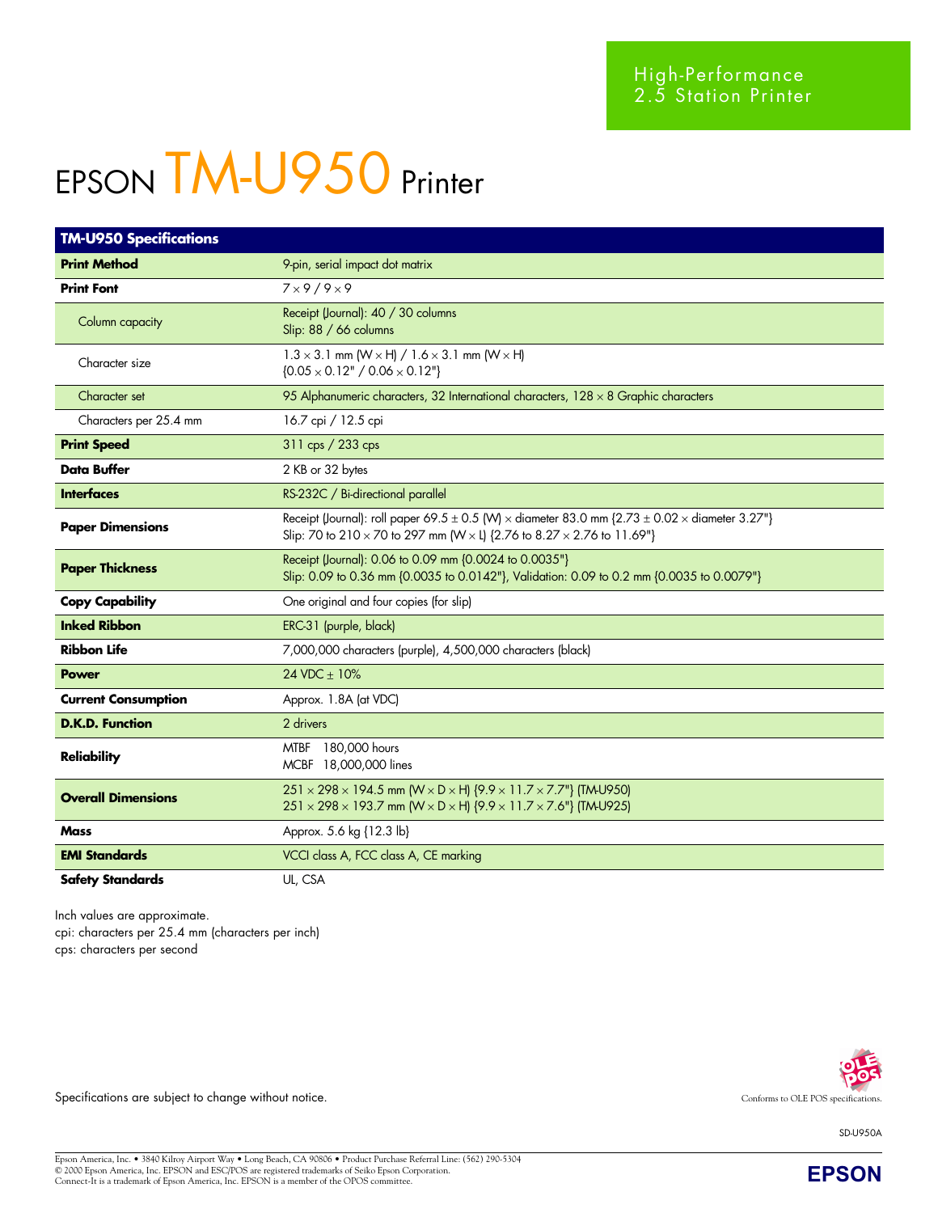High-Performance
2.5 Station Printer

# EPSON TM-U950 Printer

| TM-U950 Specifications | |
|---|---|
| **Print Method** | 9-pin, serial impact dot matrix |
| **Print Font** | 7 × 9 / 9 × 9 |
| Column capacity | Receipt (Journal): 40 / 30 columns<br>Slip: 88 / 66 columns |
| Character size | 1.3 × 3.1 mm (W × H) / 1.6 × 3.1 mm (W × H)<br>{0.05 × 0.12" / 0.06 × 0.12"} |
| Character set | 95 Alphanumeric characters, 32 International characters, 128 × 8 Graphic characters |
| Characters per 25.4 mm | 16.7 cpi / 12.5 cpi |
| **Print Speed** | 311 cps / 233 cps |
| **Data Buffer** | 2 KB or 32 bytes |
| **Interfaces** | RS-232C / Bi-directional parallel |
| **Paper Dimensions** | Receipt (Journal): roll paper 69.5 ± 0.5 (W) × diameter 83.0 mm {2.73 ± 0.02 × diameter 3.27"}<br>Slip: 70 to 210 × 70 to 297 mm (W × L) {2.76 to 8.27 × 2.76 to 11.69"} |
| **Paper Thickness** | Receipt (Journal): 0.06 to 0.09 mm {0.0024 to 0.0035"}<br>Slip: 0.09 to 0.36 mm {0.0035 to 0.0142"}, Validation: 0.09 to 0.2 mm {0.0035 to 0.0079"} |
| **Copy Capability** | One original and four copies (for slip) |
| **Inked Ribbon** | ERC-31 (purple, black) |
| **Ribbon Life** | 7,000,000 characters (purple), 4,500,000 characters (black) |
| **Power** | 24 VDC ± 10% |
| **Current Consumption** | Approx. 1.8A (at VDC) |
| **D.K.D. Function** | 2 drivers |
| **Reliability** | MTBF 180,000 hours<br>MCBF 18,000,000 lines |
| **Overall Dimensions** | 251 × 298 × 194.5 mm (W × D × H) {9.9 × 11.7 × 7.7"} (TM-U950)<br>251 × 298 × 193.7 mm (W × D × H) {9.9 × 11.7 × 7.6"} (TM-U925) |
| **Mass** | Approx. 5.6 kg {12.3 lb} |
| **EMI Standards** | VCCI class A, FCC class A, CE marking |
| **Safety Standards** | UL, CSA |

Inch values are approximate.
cpi: characters per 25.4 mm (characters per inch)
cps: characters per second

Specifications are subject to change without notice.

Conforms to OLE POS specifications.

SD-U950A

Epson America, Inc. • 3840 Kilroy Airport Way • Long Beach, CA 90806 • Product Purchase Referral Line: (562) 290-5304
© 2000 Epson America, Inc. EPSON and ESC/POS are registered trademarks of Seiko Epson Corporation.
Connect-It is a trademark of Epson America, Inc. EPSON is a member of the OPOS committee.

EPSON